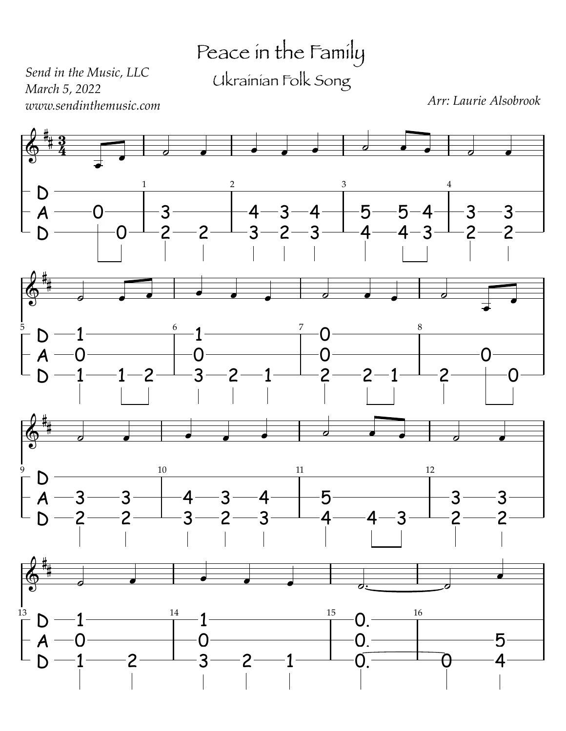# Peace in the Family

## Ukrainian Folk Song

*Send in the Music, LLC*
*March 5, 2022*
*www.sendinthemusic.com*

*Arr: Laurie Alsobrook*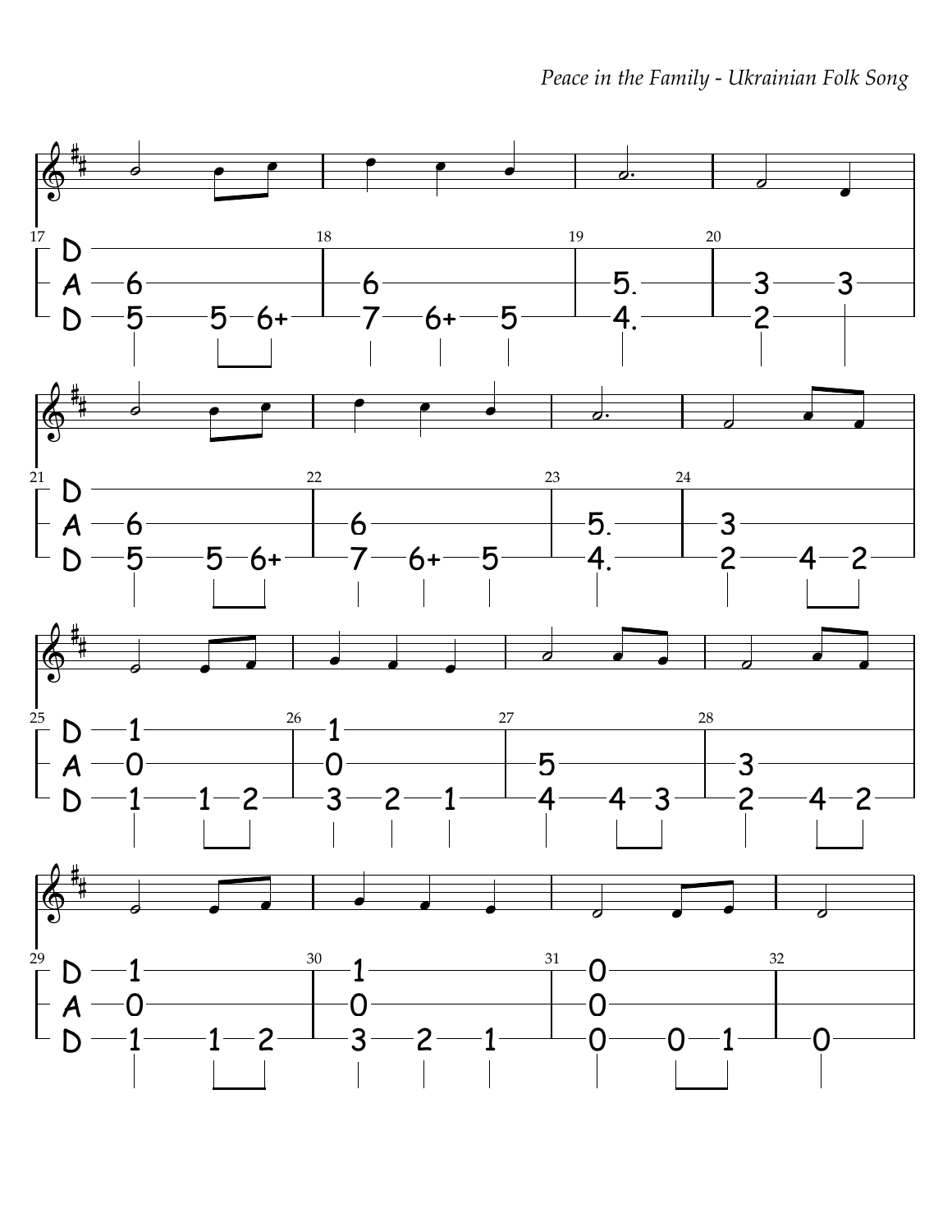*Peace in the Family - Ukrainian Folk Song*